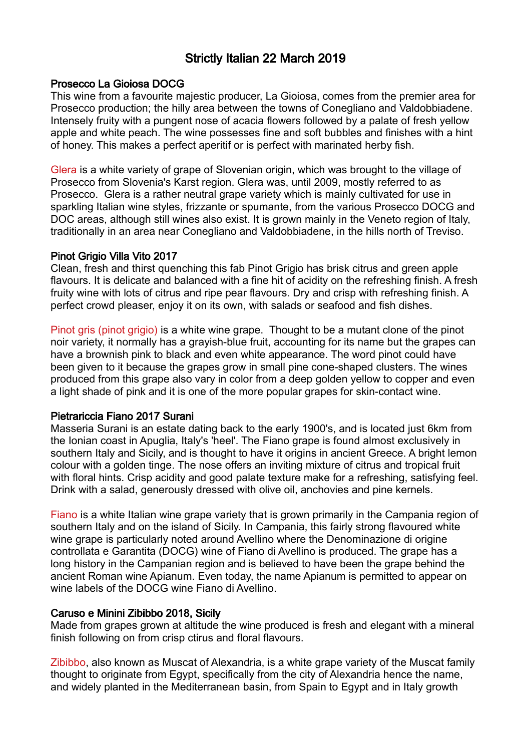# Strictly Italian 22 March 2019

## Prosecco La Gioiosa DOCG

This wine from a favourite majestic producer, La Gioiosa, comes from the premier area for Prosecco production; the hilly area between the towns of Conegliano and Valdobbiadene. Intensely fruity with a pungent nose of acacia flowers followed by a palate of fresh yellow apple and white peach. The wine possesses fine and soft bubbles and finishes with a hint of honey. This makes a perfect aperitif or is perfect with marinated herby fish.

Glera is a white variety of grape of Slovenian origin, which was brought to the village of Prosecco from Slovenia's Karst region. Glera was, until 2009, mostly referred to as Prosecco. Glera is a rather neutral grape variety which is mainly cultivated for use in sparkling Italian wine styles, frizzante or spumante, from the various Prosecco DOCG and DOC areas, although still wines also exist. It is grown mainly in the Veneto region of Italy, traditionally in an area near Conegliano and Valdobbiadene, in the hills north of Treviso.

## Pinot Grigio Villa Vito 2017

Clean, fresh and thirst quenching this fab Pinot Grigio has brisk citrus and green apple flavours. It is delicate and balanced with a fine hit of acidity on the refreshing finish. A fresh fruity wine with lots of citrus and ripe pear flavours. Dry and crisp with refreshing finish. A perfect crowd pleaser, enjoy it on its own, with salads or seafood and fish dishes.

Pinot gris (pinot grigio) is a white wine grape. Thought to be a mutant clone of the pinot noir variety, it normally has a grayish-blue fruit, accounting for its name but the grapes can have a brownish pink to black and even white appearance. The word pinot could have been given to it because the grapes grow in small pine cone-shaped clusters. The wines produced from this grape also vary in color from a deep golden yellow to copper and even a light shade of pink and it is one of the more popular grapes for skin-contact wine.

## Pietrariccia Fiano 2017 Surani

Masseria Surani is an estate dating back to the early 1900's, and is located just 6km from the Ionian coast in Apuglia, Italy's 'heel'. The Fiano grape is found almost exclusively in southern Italy and Sicily, and is thought to have it origins in ancient Greece. A bright lemon colour with a golden tinge. The nose offers an inviting mixture of citrus and tropical fruit with floral hints. Crisp acidity and good palate texture make for a refreshing, satisfying feel. Drink with a salad, generously dressed with olive oil, anchovies and pine kernels.

Fiano is a white Italian wine grape variety that is grown primarily in the Campania region of southern Italy and on the island of Sicily. In Campania, this fairly strong flavoured white wine grape is particularly noted around Avellino where the Denominazione di origine controllata e Garantita (DOCG) wine of Fiano di Avellino is produced. The grape has a long history in the Campanian region and is believed to have been the grape behind the ancient Roman wine Apianum. Even today, the name Apianum is permitted to appear on wine labels of the DOCG wine Fiano di Avellino.

## Caruso e Minini Zibibbo 2018, Sicily

Made from grapes grown at altitude the wine produced is fresh and elegant with a mineral finish following on from crisp ctirus and floral flavours.

Zibibbo, also known as Muscat of Alexandria, is a white grape variety of the Muscat family thought to originate from Egypt, specifically from the city of Alexandria hence the name, and widely planted in the Mediterranean basin, from Spain to Egypt and in Italy growth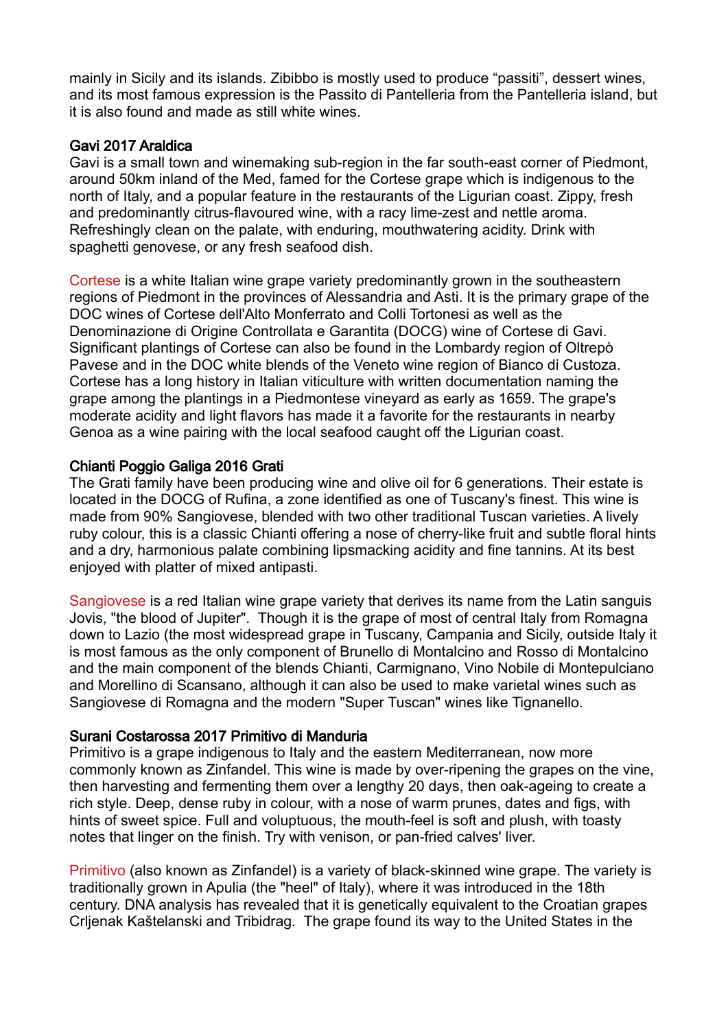mainly in Sicily and its islands. Zibibbo is mostly used to produce "passiti", dessert wines, and its most famous expression is the Passito di Pantelleria from the Pantelleria island, but it is also found and made as still white wines.

### Gavi 2017 Araldica

Gavi is a small town and winemaking sub-region in the far south-east corner of Piedmont, around 50km inland of the Med, famed for the Cortese grape which is indigenous to the north of Italy, and a popular feature in the restaurants of the Ligurian coast. Zippy, fresh and predominantly citrus-flavoured wine, with a racy lime-zest and nettle aroma. Refreshingly clean on the palate, with enduring, mouthwatering acidity. Drink with spaghetti genovese, or any fresh seafood dish.

Cortese is a white Italian wine grape variety predominantly grown in the southeastern regions of Piedmont in the provinces of Alessandria and Asti. It is the primary grape of the DOC wines of Cortese dell'Alto Monferrato and Colli Tortonesi as well as the Denominazione di Origine Controllata e Garantita (DOCG) wine of Cortese di Gavi. Significant plantings of Cortese can also be found in the Lombardy region of Oltrepò Pavese and in the DOC white blends of the Veneto wine region of Bianco di Custoza. Cortese has a long history in Italian viticulture with written documentation naming the grape among the plantings in a Piedmontese vineyard as early as 1659. The grape's moderate acidity and light flavors has made it a favorite for the restaurants in nearby Genoa as a wine pairing with the local seafood caught off the Ligurian coast.

### Chianti Poggio Galiga 2016 Grati

The Grati family have been producing wine and olive oil for 6 generations. Their estate is located in the DOCG of Rufina, a zone identified as one of Tuscany's finest. This wine is made from 90% Sangiovese, blended with two other traditional Tuscan varieties. A lively ruby colour, this is a classic Chianti offering a nose of cherry-like fruit and subtle floral hints and a dry, harmonious palate combining lipsmacking acidity and fine tannins. At its best enjoyed with platter of mixed antipasti.

Sangiovese is a red Italian wine grape variety that derives its name from the Latin sanguis Jovis, "the blood of Jupiter". Though it is the grape of most of central Italy from Romagna down to Lazio (the most widespread grape in Tuscany, Campania and Sicily, outside Italy it is most famous as the only component of Brunello di Montalcino and Rosso di Montalcino and the main component of the blends Chianti, Carmignano, Vino Nobile di Montepulciano and Morellino di Scansano, although it can also be used to make varietal wines such as Sangiovese di Romagna and the modern "Super Tuscan" wines like Tignanello.

### Surani Costarossa 2017 Primitivo di Manduria

Primitivo is a grape indigenous to Italy and the eastern Mediterranean, now more commonly known as Zinfandel. This wine is made by over-ripening the grapes on the vine, then harvesting and fermenting them over a lengthy 20 days, then oak-ageing to create a rich style. Deep, dense ruby in colour, with a nose of warm prunes, dates and figs, with hints of sweet spice. Full and voluptuous, the mouth-feel is soft and plush, with toasty notes that linger on the finish. Try with venison, or pan-fried calves' liver.

Primitivo (also known as Zinfandel) is a variety of black-skinned wine grape. The variety is traditionally grown in Apulia (the "heel" of Italy), where it was introduced in the 18th century. DNA analysis has revealed that it is genetically equivalent to the Croatian grapes Crljenak Kaštelanski and Tribidrag. The grape found its way to the United States in the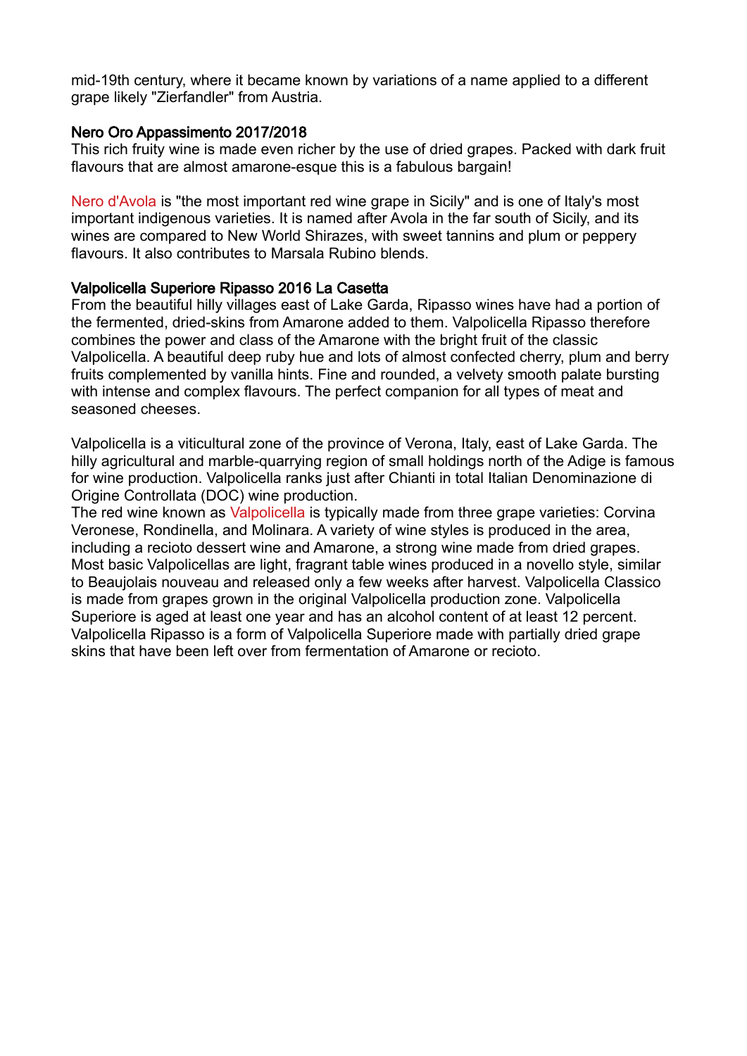mid-19th century, where it became known by variations of a name applied to a different grape likely "Zierfandler" from Austria.

### Nero Oro Appassimento 2017/2018

This rich fruity wine is made even richer by the use of dried grapes. Packed with dark fruit flavours that are almost amarone-esque this is a fabulous bargain!

Nero d'Avola is "the most important red wine grape in Sicily" and is one of Italy's most important indigenous varieties. It is named after Avola in the far south of Sicily, and its wines are compared to New World Shirazes, with sweet tannins and plum or peppery flavours. It also contributes to Marsala Rubino blends.

### Valpolicella Superiore Ripasso 2016 La Casetta

From the beautiful hilly villages east of Lake Garda, Ripasso wines have had a portion of the fermented, dried-skins from Amarone added to them. Valpolicella Ripasso therefore combines the power and class of the Amarone with the bright fruit of the classic Valpolicella. A beautiful deep ruby hue and lots of almost confected cherry, plum and berry fruits complemented by vanilla hints. Fine and rounded, a velvety smooth palate bursting with intense and complex flavours. The perfect companion for all types of meat and seasoned cheeses.

Valpolicella is a viticultural zone of the province of Verona, Italy, east of Lake Garda. The hilly agricultural and marble-quarrying region of small holdings north of the Adige is famous for wine production. Valpolicella ranks just after Chianti in total Italian Denominazione di Origine Controllata (DOC) wine production.
The red wine known as Valpolicella is typically made from three grape varieties: Corvina Veronese, Rondinella, and Molinara. A variety of wine styles is produced in the area, including a recioto dessert wine and Amarone, a strong wine made from dried grapes. Most basic Valpolicellas are light, fragrant table wines produced in a novello style, similar to Beaujolais nouveau and released only a few weeks after harvest. Valpolicella Classico is made from grapes grown in the original Valpolicella production zone. Valpolicella Superiore is aged at least one year and has an alcohol content of at least 12 percent. Valpolicella Ripasso is a form of Valpolicella Superiore made with partially dried grape skins that have been left over from fermentation of Amarone or recioto.